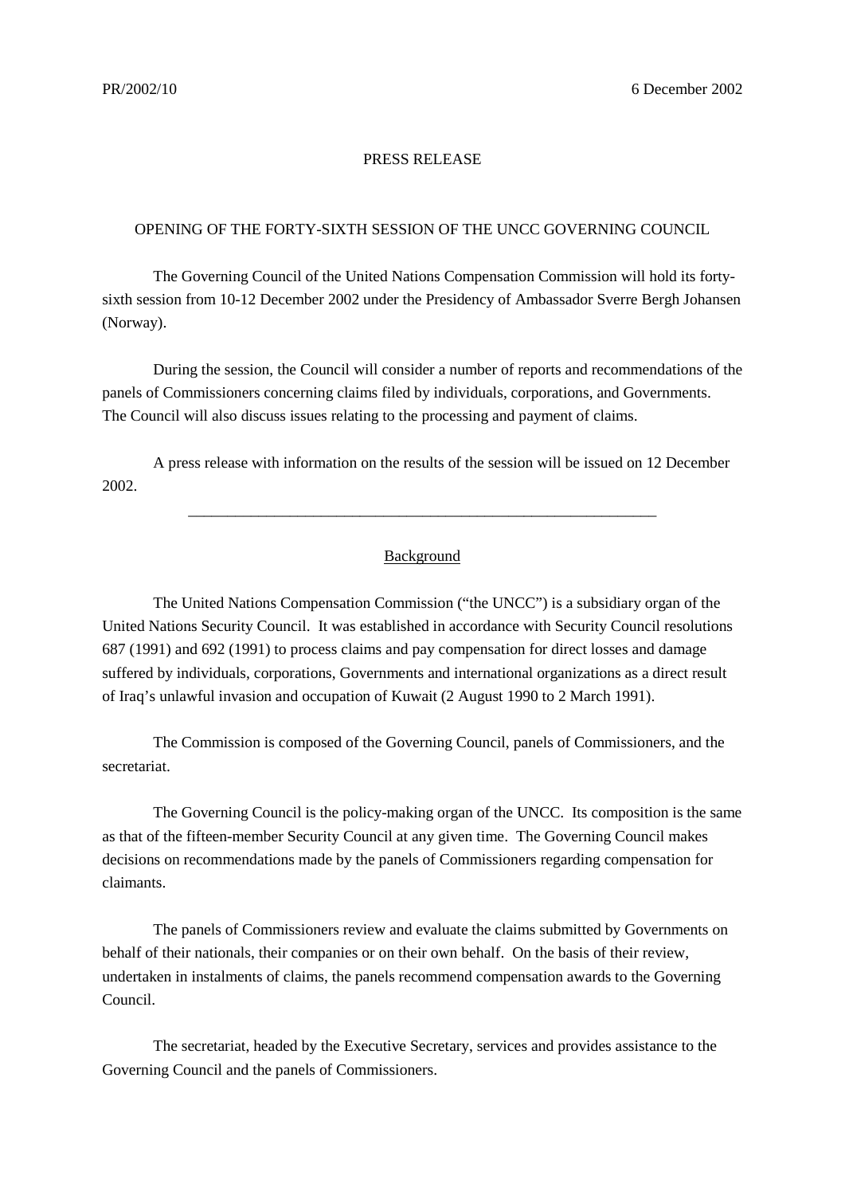PR/2002/10 6 December 2002

PRESS RELEASE

OPENING OF THE FORTY-SIXTH SESSION OF THE UNCC GOVERNING COUNCIL

The Governing Council of the United Nations Compensation Commission will hold its forty-sixth session from 10-12 December 2002 under the Presidency of Ambassador Sverre Bergh Johansen (Norway).

During the session, the Council will consider a number of reports and recommendations of the panels of Commissioners concerning claims filed by individuals, corporations, and Governments. The Council will also discuss issues relating to the processing and payment of claims.

A press release with information on the results of the session will be issued on 12 December 2002.

---

## Background

The United Nations Compensation Commission ("the UNCC") is a subsidiary organ of the United Nations Security Council. It was established in accordance with Security Council resolutions 687 (1991) and 692 (1991) to process claims and pay compensation for direct losses and damage suffered by individuals, corporations, Governments and international organizations as a direct result of Iraq's unlawful invasion and occupation of Kuwait (2 August 1990 to 2 March 1991).

The Commission is composed of the Governing Council, panels of Commissioners, and the secretariat.

The Governing Council is the policy-making organ of the UNCC. Its composition is the same as that of the fifteen-member Security Council at any given time. The Governing Council makes decisions on recommendations made by the panels of Commissioners regarding compensation for claimants.

The panels of Commissioners review and evaluate the claims submitted by Governments on behalf of their nationals, their companies or on their own behalf. On the basis of their review, undertaken in instalments of claims, the panels recommend compensation awards to the Governing Council.

The secretariat, headed by the Executive Secretary, services and provides assistance to the Governing Council and the panels of Commissioners.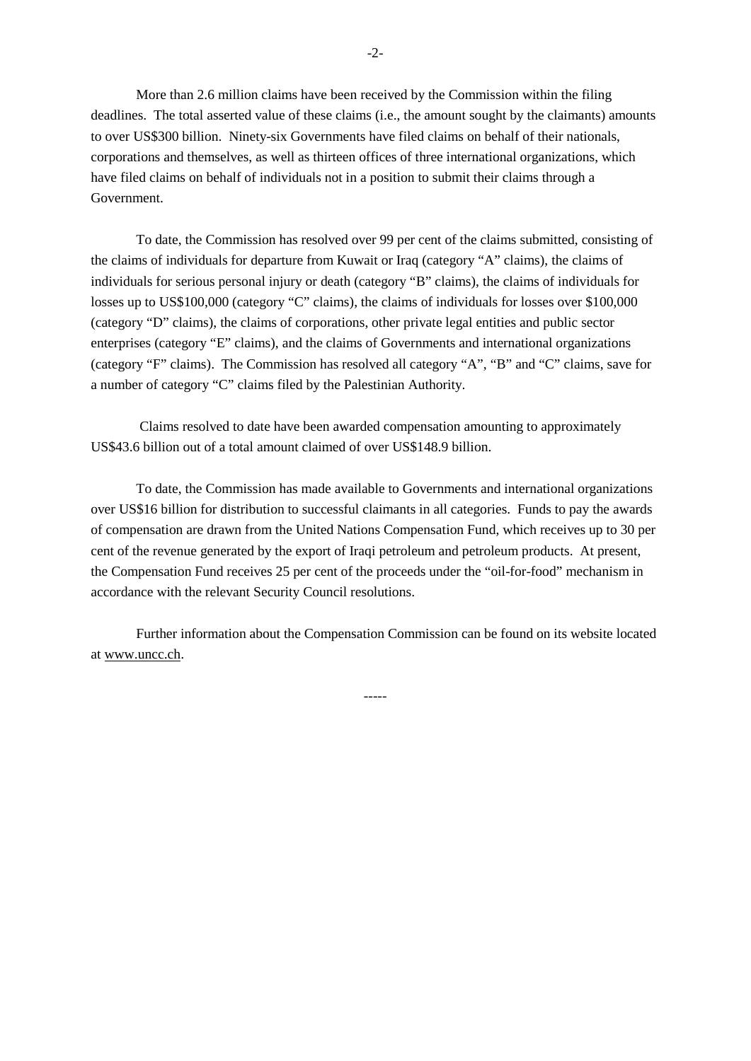More than 2.6 million claims have been received by the Commission within the filing deadlines. The total asserted value of these claims (i.e., the amount sought by the claimants) amounts to over US$300 billion. Ninety-six Governments have filed claims on behalf of their nationals, corporations and themselves, as well as thirteen offices of three international organizations, which have filed claims on behalf of individuals not in a position to submit their claims through a Government.

To date, the Commission has resolved over 99 per cent of the claims submitted, consisting of the claims of individuals for departure from Kuwait or Iraq (category "A" claims), the claims of individuals for serious personal injury or death (category "B" claims), the claims of individuals for losses up to US$100,000 (category "C" claims), the claims of individuals for losses over $100,000 (category "D" claims), the claims of corporations, other private legal entities and public sector enterprises (category "E" claims), and the claims of Governments and international organizations (category "F" claims). The Commission has resolved all category "A", "B" and "C" claims, save for a number of category "C" claims filed by the Palestinian Authority.

Claims resolved to date have been awarded compensation amounting to approximately US$43.6 billion out of a total amount claimed of over US$148.9 billion.

To date, the Commission has made available to Governments and international organizations over US$16 billion for distribution to successful claimants in all categories. Funds to pay the awards of compensation are drawn from the United Nations Compensation Fund, which receives up to 30 per cent of the revenue generated by the export of Iraqi petroleum and petroleum products. At present, the Compensation Fund receives 25 per cent of the proceeds under the "oil-for-food" mechanism in accordance with the relevant Security Council resolutions.

Further information about the Compensation Commission can be found on its website located at www.uncc.ch.

-----